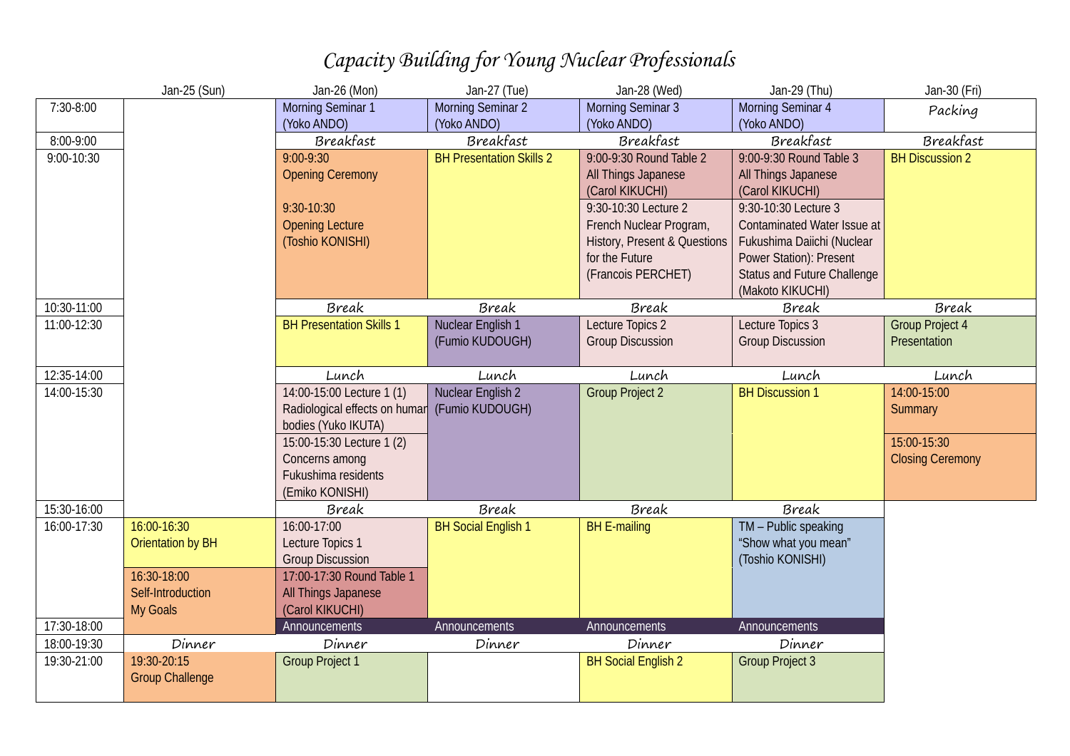# *Capacity Building for Young Nuclear Professionals*

| | Jan-25 (Sun) | Jan-26 (Mon) | Jan-27 (Tue) | Jan-28 (Wed) | Jan-29 (Thu) | Jan-30 (Fri) |
|---|---|---|---|---|---|---|
| 7:30-8:00 | | Morning Seminar 1 (Yoko ANDO) | Morning Seminar 2 (Yoko ANDO) | Morning Seminar 3 (Yoko ANDO) | Morning Seminar 4 (Yoko ANDO) | *Packing* |
| 8:00-9:00 | | *Breakfast* | *Breakfast* | *Breakfast* | *Breakfast* | *Breakfast* |
| 9:00-10:30 | | 9:00-9:30 Opening Ceremony<br><br>9:30-10:30 Opening Lecture (Toshio KONISHI) | BH Presentation Skills 2 | 9:00-9:30 Round Table 2 All Things Japanese (Carol KIKUCHI)<br>9:30-10:30 Lecture 2 French Nuclear Program, History, Present & Questions for the Future (Francois PERCHET) | 9:00-9:30 Round Table 3 All Things Japanese (Carol KIKUCHI)<br>9:30-10:30 Lecture 3 Contaminated Water Issue at Fukushima Daiichi (Nuclear Power Station): Present Status and Future Challenge (Makoto KIKUCHI) | BH Discussion 2 |
| 10:30-11:00 | | *Break* | *Break* | *Break* | *Break* | *Break* |
| 11:00-12:30 | | BH Presentation Skills 1 | Nuclear English 1 (Fumio KUDOUGH) | Lecture Topics 2 Group Discussion | Lecture Topics 3 Group Discussion | Group Project 4 Presentation |
| 12:35-14:00 | | *Lunch* | *Lunch* | *Lunch* | *Lunch* | *Lunch* |
| 14:00-15:30 | | 14:00-15:00 Lecture 1 (1) Radiological effects on human bodies (Yuko IKUTA)<br>15:00-15:30 Lecture 1 (2) Concerns among Fukushima residents (Emiko KONISHI) | Nuclear English 2 (Fumio KUDOUGH) | Group Project 2 | BH Discussion 1 | 14:00-15:00 Summary<br>15:00-15:30 Closing Ceremony |
| 15:30-16:00 | | *Break* | *Break* | *Break* | *Break* | |
| 16:00-17:30 | 16:00-16:30 Orientation by BH<br>16:30-18:00 Self-Introduction My Goals | 16:00-17:00 Lecture Topics 1 Group Discussion<br>17:00-17:30 Round Table 1 All Things Japanese (Carol KIKUCHI) | BH Social English 1 | BH E-mailing | TM – Public speaking "Show what you mean" (Toshio KONISHI) | |
| 17:30-18:00 | | Announcements | Announcements | Announcements | Announcements | |
| 18:00-19:30 | *Dinner* | *Dinner* | *Dinner* | *Dinner* | *Dinner* | |
| 19:30-21:00 | 19:30-20:15 Group Challenge | Group Project 1 | | BH Social English 2 | Group Project 3 | |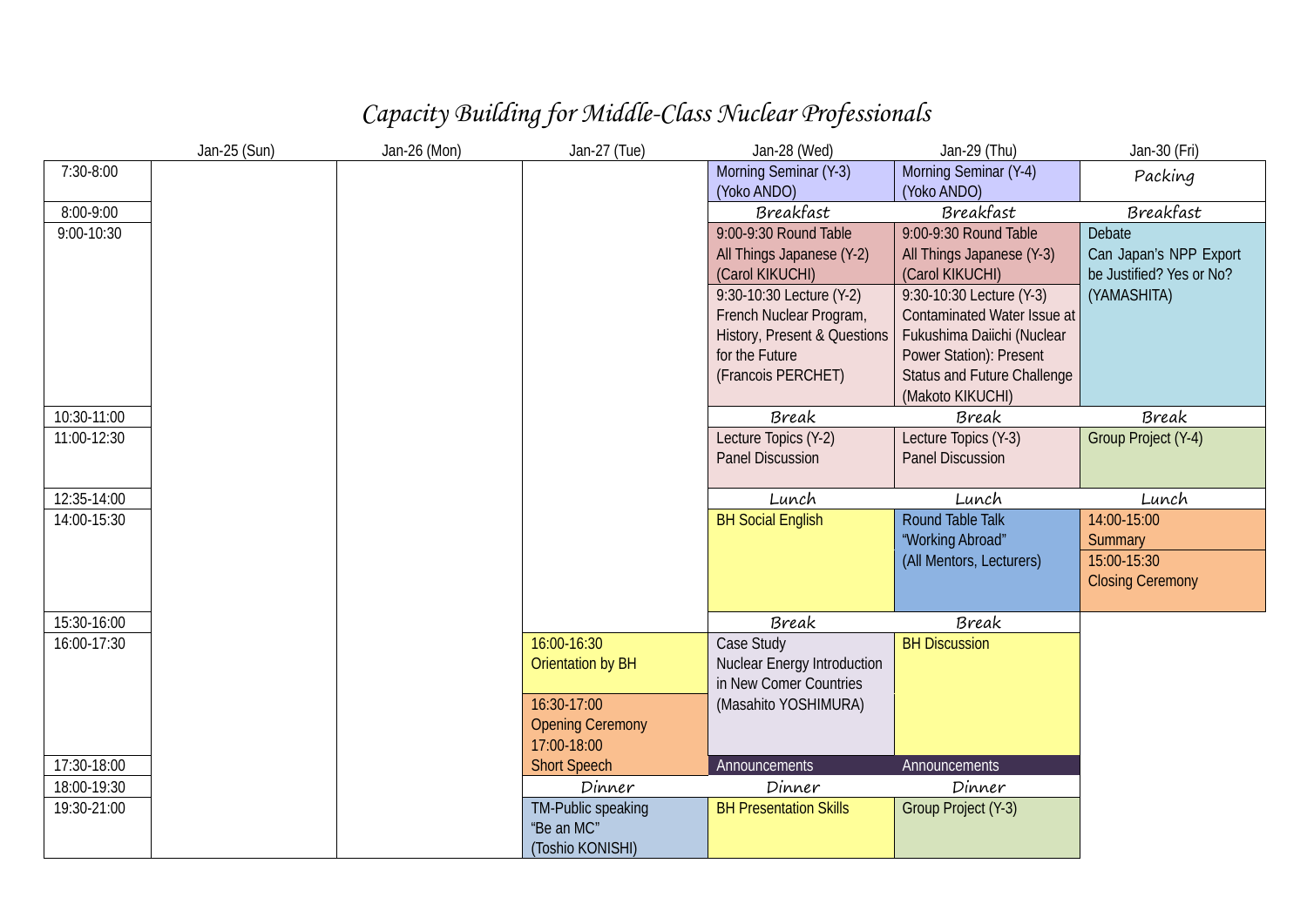# *Capacity Building for Middle-Class Nuclear Professionals*

| | Jan-25 (Sun) | Jan-26 (Mon) | Jan-27 (Tue) | Jan-28 (Wed) | Jan-29 (Thu) | Jan-30 (Fri) |
|---|---|---|---|---|---|---|
| 7:30-8:00 | | | | Morning Seminar (Y-3) (Yoko ANDO) | Morning Seminar (Y-4) (Yoko ANDO) | Packing |
| 8:00-9:00 | | | | Breakfast | Breakfast | Breakfast |
| 9:00-10:30 | | | | 9:00-9:30 Round Table All Things Japanese (Y-2) (Carol KIKUCHI)<br>9:30-10:30 Lecture (Y-2) French Nuclear Program, History, Present & Questions for the Future (Francois PERCHET) | 9:00-9:30 Round Table All Things Japanese (Y-3) (Carol KIKUCHI)<br>9:30-10:30 Lecture (Y-3) Contaminated Water Issue at Fukushima Daiichi (Nuclear Power Station): Present Status and Future Challenge (Makoto KIKUCHI) | Debate Can Japan's NPP Export be Justified? Yes or No? (YAMASHITA) |
| 10:30-11:00 | | | | Break | Break | Break |
| 11:00-12:30 | | | | Lecture Topics (Y-2) Panel Discussion | Lecture Topics (Y-3) Panel Discussion | Group Project (Y-4) |
| 12:35-14:00 | | | | Lunch | Lunch | Lunch |
| 14:00-15:30 | | | | BH Social English | Round Table Talk "Working Abroad" (All Mentors, Lecturers) | 14:00-15:00 Summary<br>15:00-15:30 Closing Ceremony |
| 15:30-16:00 | | | | Break | Break | |
| 16:00-17:30 | | | 16:00-16:30 Orientation by BH<br>16:30-17:00 Opening Ceremony<br>17:00-18:00 Short Speech | Case Study Nuclear Energy Introduction in New Comer Countries (Masahito YOSHIMURA) | BH Discussion | |
| 17:30-18:00 | | | | Announcements | Announcements | |
| 18:00-19:30 | | | Dinner | Dinner | Dinner | |
| 19:30-21:00 | | | TM-Public speaking "Be an MC" (Toshio KONISHI) | BH Presentation Skills | Group Project (Y-3) | |